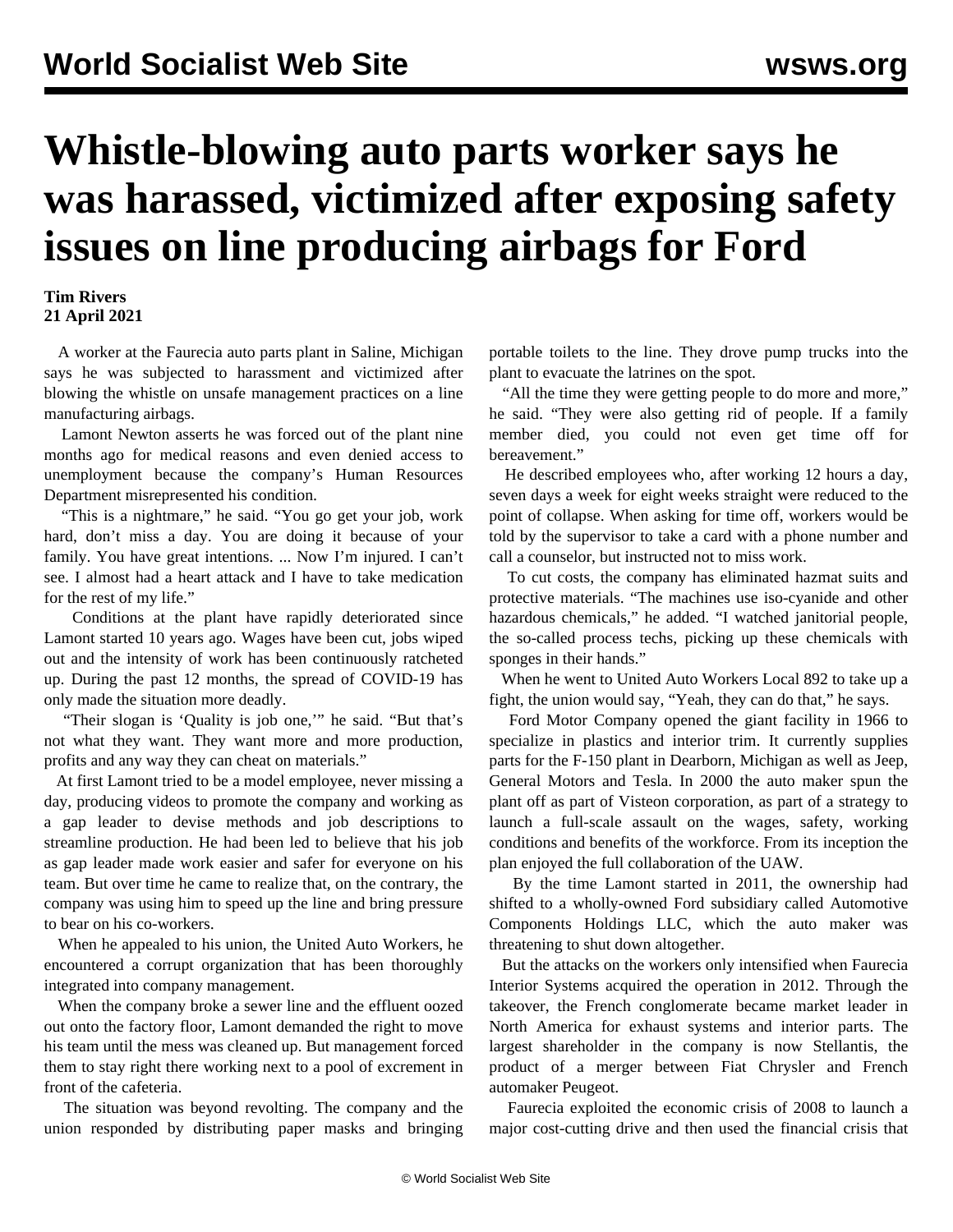# Whistle-blowing auto parts worker says he was harassed, victimized after exposing safety issues on line producing airbags for Ford

**Tim Rivers**
**21 April 2021**

A worker at the Faurecia auto parts plant in Saline, Michigan says he was subjected to harassment and victimized after blowing the whistle on unsafe management practices on a line manufacturing airbags.

Lamont Newton asserts he was forced out of the plant nine months ago for medical reasons and even denied access to unemployment because the company's Human Resources Department misrepresented his condition.

"This is a nightmare," he said. "You go get your job, work hard, don't miss a day. You are doing it because of your family. You have great intentions. ... Now I'm injured. I can't see. I almost had a heart attack and I have to take medication for the rest of my life."

Conditions at the plant have rapidly deteriorated since Lamont started 10 years ago. Wages have been cut, jobs wiped out and the intensity of work has been continuously ratcheted up. During the past 12 months, the spread of COVID-19 has only made the situation more deadly.

"Their slogan is 'Quality is job one,'" he said. "But that's not what they want. They want more and more production, profits and any way they can cheat on materials."

At first Lamont tried to be a model employee, never missing a day, producing videos to promote the company and working as a gap leader to devise methods and job descriptions to streamline production. He had been led to believe that his job as gap leader made work easier and safer for everyone on his team. But over time he came to realize that, on the contrary, the company was using him to speed up the line and bring pressure to bear on his co-workers.

When he appealed to his union, the United Auto Workers, he encountered a corrupt organization that has been thoroughly integrated into company management.

When the company broke a sewer line and the effluent oozed out onto the factory floor, Lamont demanded the right to move his team until the mess was cleaned up. But management forced them to stay right there working next to a pool of excrement in front of the cafeteria.

The situation was beyond revolting. The company and the union responded by distributing paper masks and bringing portable toilets to the line. They drove pump trucks into the plant to evacuate the latrines on the spot.

"All the time they were getting people to do more and more," he said. "They were also getting rid of people. If a family member died, you could not even get time off for bereavement."

He described employees who, after working 12 hours a day, seven days a week for eight weeks straight were reduced to the point of collapse. When asking for time off, workers would be told by the supervisor to take a card with a phone number and call a counselor, but instructed not to miss work.

To cut costs, the company has eliminated hazmat suits and protective materials. "The machines use iso-cyanide and other hazardous chemicals," he added. "I watched janitorial people, the so-called process techs, picking up these chemicals with sponges in their hands."

When he went to United Auto Workers Local 892 to take up a fight, the union would say, "Yeah, they can do that," he says.

Ford Motor Company opened the giant facility in 1966 to specialize in plastics and interior trim. It currently supplies parts for the F-150 plant in Dearborn, Michigan as well as Jeep, General Motors and Tesla. In 2000 the auto maker spun the plant off as part of Visteon corporation, as part of a strategy to launch a full-scale assault on the wages, safety, working conditions and benefits of the workforce. From its inception the plan enjoyed the full collaboration of the UAW.

By the time Lamont started in 2011, the ownership had shifted to a wholly-owned Ford subsidiary called Automotive Components Holdings LLC, which the auto maker was threatening to shut down altogether.

But the attacks on the workers only intensified when Faurecia Interior Systems acquired the operation in 2012. Through the takeover, the French conglomerate became market leader in North America for exhaust systems and interior parts. The largest shareholder in the company is now Stellantis, the product of a merger between Fiat Chrysler and French automaker Peugeot.

Faurecia exploited the economic crisis of 2008 to launch a major cost-cutting drive and then used the financial crisis that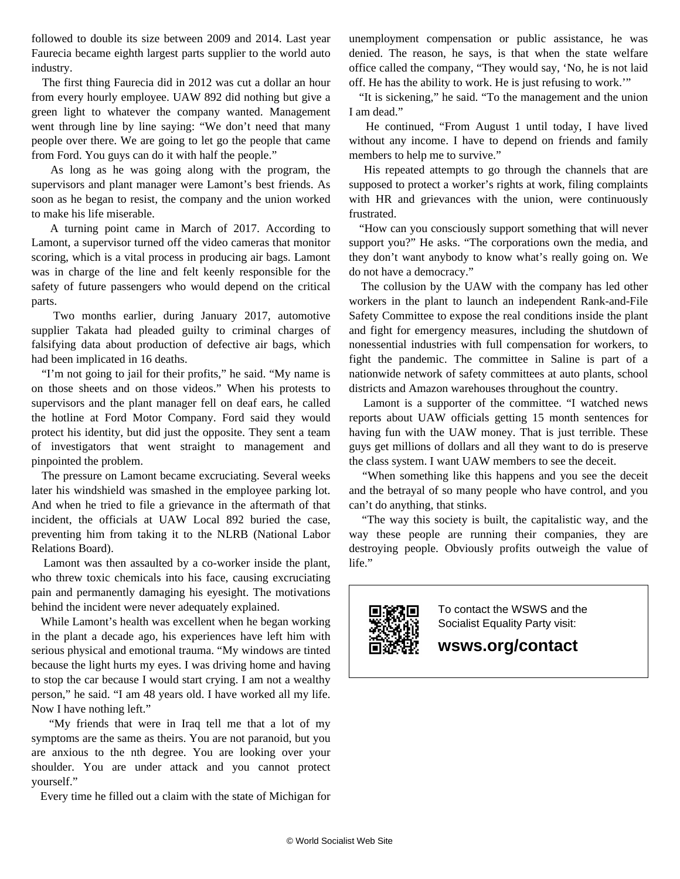followed to double its size between 2009 and 2014. Last year Faurecia became eighth largest parts supplier to the world auto industry.

The first thing Faurecia did in 2012 was cut a dollar an hour from every hourly employee. UAW 892 did nothing but give a green light to whatever the company wanted. Management went through line by line saying: "We don't need that many people over there. We are going to let go the people that came from Ford. You guys can do it with half the people."

As long as he was going along with the program, the supervisors and plant manager were Lamont's best friends. As soon as he began to resist, the company and the union worked to make his life miserable.

A turning point came in March of 2017. According to Lamont, a supervisor turned off the video cameras that monitor scoring, which is a vital process in producing air bags. Lamont was in charge of the line and felt keenly responsible for the safety of future passengers who would depend on the critical parts.

Two months earlier, during January 2017, automotive supplier Takata had pleaded guilty to criminal charges of falsifying data about production of defective air bags, which had been implicated in 16 deaths.

"I'm not going to jail for their profits," he said. "My name is on those sheets and on those videos." When his protests to supervisors and the plant manager fell on deaf ears, he called the hotline at Ford Motor Company. Ford said they would protect his identity, but did just the opposite. They sent a team of investigators that went straight to management and pinpointed the problem.

The pressure on Lamont became excruciating. Several weeks later his windshield was smashed in the employee parking lot. And when he tried to file a grievance in the aftermath of that incident, the officials at UAW Local 892 buried the case, preventing him from taking it to the NLRB (National Labor Relations Board).

Lamont was then assaulted by a co-worker inside the plant, who threw toxic chemicals into his face, causing excruciating pain and permanently damaging his eyesight. The motivations behind the incident were never adequately explained.

While Lamont's health was excellent when he began working in the plant a decade ago, his experiences have left him with serious physical and emotional trauma. "My windows are tinted because the light hurts my eyes. I was driving home and having to stop the car because I would start crying. I am not a wealthy person," he said. "I am 48 years old. I have worked all my life. Now I have nothing left."

"My friends that were in Iraq tell me that a lot of my symptoms are the same as theirs. You are not paranoid, but you are anxious to the nth degree. You are looking over your shoulder. You are under attack and you cannot protect yourself."

Every time he filled out a claim with the state of Michigan for unemployment compensation or public assistance, he was denied. The reason, he says, is that when the state welfare office called the company, "They would say, 'No, he is not laid off. He has the ability to work. He is just refusing to work.'"

"It is sickening," he said. "To the management and the union I am dead."

He continued, "From August 1 until today, I have lived without any income. I have to depend on friends and family members to help me to survive."

His repeated attempts to go through the channels that are supposed to protect a worker's rights at work, filing complaints with HR and grievances with the union, were continuously frustrated.

"How can you consciously support something that will never support you?" He asks. "The corporations own the media, and they don't want anybody to know what's really going on. We do not have a democracy."

The collusion by the UAW with the company has led other workers in the plant to launch an independent Rank-and-File Safety Committee to expose the real conditions inside the plant and fight for emergency measures, including the shutdown of nonessential industries with full compensation for workers, to fight the pandemic. The committee in Saline is part of a nationwide network of safety committees at auto plants, school districts and Amazon warehouses throughout the country.

Lamont is a supporter of the committee. "I watched news reports about UAW officials getting 15 month sentences for having fun with the UAW money. That is just terrible. These guys get millions of dollars and all they want to do is preserve the class system. I want UAW members to see the deceit.

"When something like this happens and you see the deceit and the betrayal of so many people who have control, and you can't do anything, that stinks.

"The way this society is built, the capitalistic way, and the way these people are running their companies, they are destroying people. Obviously profits outweigh the value of life."

To contact the WSWS and the Socialist Equality Party visit:

**wsws.org/contact**